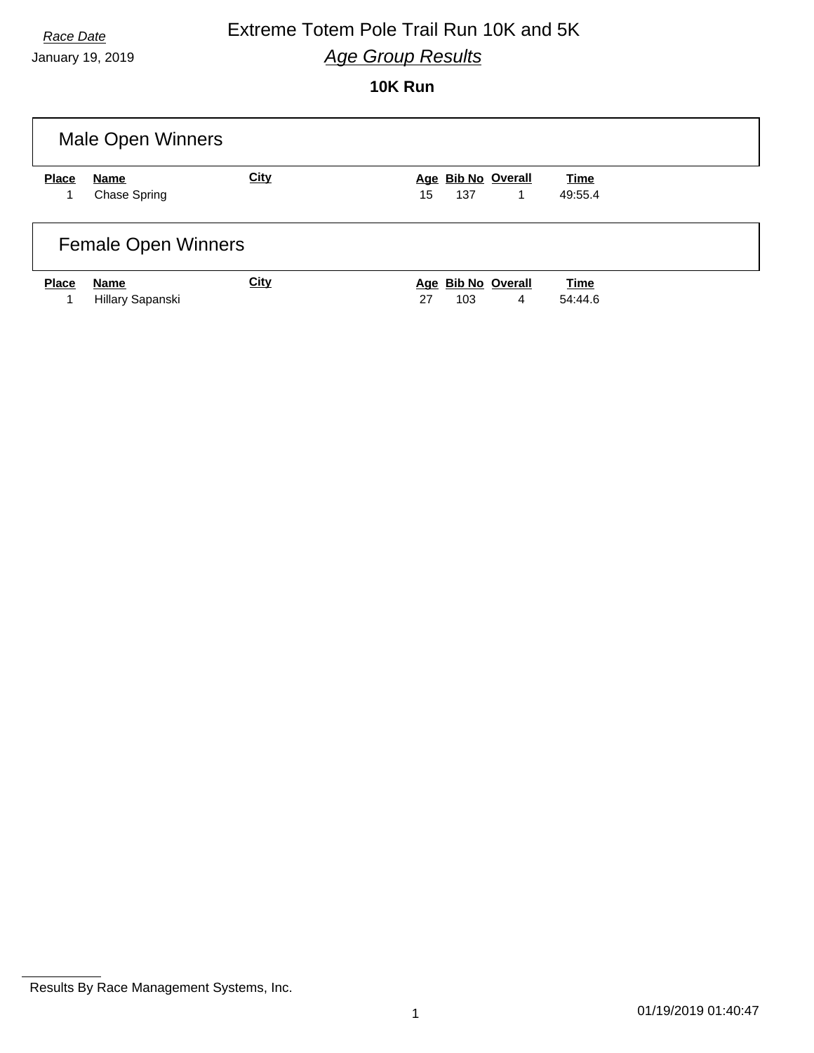*Race Date*

January 19, 2019

# Extreme Totem Pole Trail Run 10K and 5K

## *Age Group Results*

### 10K Run

#### Male Open Winners

| Place | Name | City | Age | Bib No | Overall | Time |
|---|---|---|---|---|---|---|
| 1 | Chase Spring | | 15 | 137 | 1 | 49:55.4 |

#### Female Open Winners

| Place | Name | City | Age | Bib No | Overall | Time |
|---|---|---|---|---|---|---|
| 1 | Hillary Sapanski | | 27 | 103 | 4 | 54:44.6 |

Results By Race Management Systems, Inc.

01/19/2019 01:40:47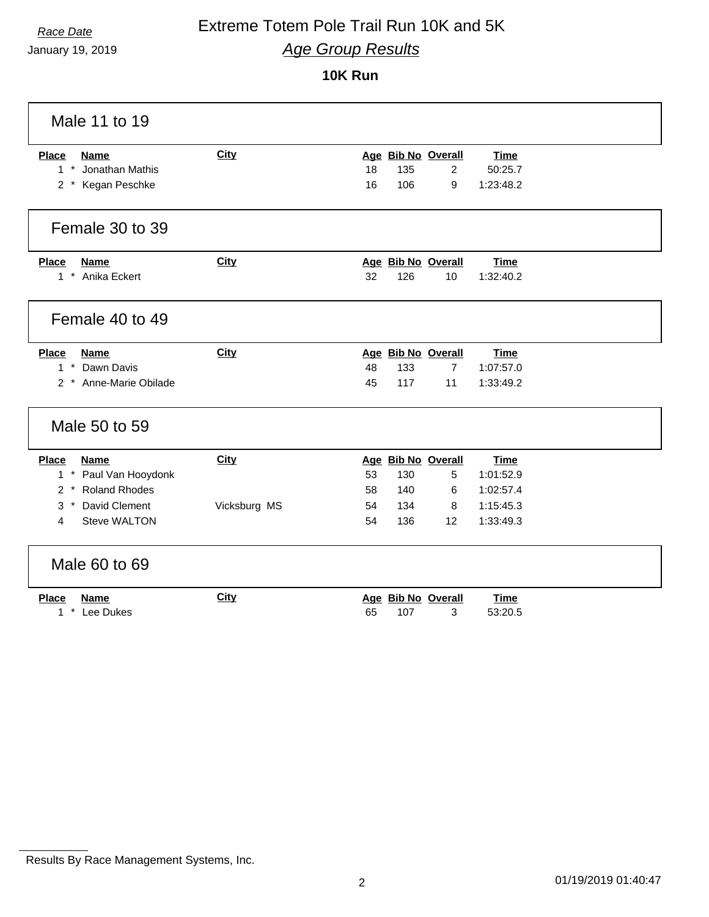*Race Date*

January 19, 2019

# Extreme Totem Pole Trail Run 10K and 5K

## *Age Group Results*

### 10K Run

#### Male 11 to 19

| Place | Name | City | Age | Bib No | Overall | Time |
|---|---|---|---|---|---|---|
| 1 * | Jonathan Mathis | | 18 | 135 | 2 | 50:25.7 |
| 2 * | Kegan Peschke | | 16 | 106 | 9 | 1:23:48.2 |

#### Female 30 to 39

| Place | Name | City | Age | Bib No | Overall | Time |
|---|---|---|---|---|---|---|
| 1 * | Anika Eckert | | 32 | 126 | 10 | 1:32:40.2 |

#### Female 40 to 49

| Place | Name | City | Age | Bib No | Overall | Time |
|---|---|---|---|---|---|---|
| 1 * | Dawn Davis | | 48 | 133 | 7 | 1:07:57.0 |
| 2 * | Anne-Marie Obilade | | 45 | 117 | 11 | 1:33:49.2 |

#### Male 50 to 59

| Place | Name | City | Age | Bib No | Overall | Time |
|---|---|---|---|---|---|---|
| 1 * | Paul Van Hooydonk | | 53 | 130 | 5 | 1:01:52.9 |
| 2 * | Roland Rhodes | | 58 | 140 | 6 | 1:02:57.4 |
| 3 * | David Clement | Vicksburg MS | 54 | 134 | 8 | 1:15:45.3 |
| 4 | Steve WALTON | | 54 | 136 | 12 | 1:33:49.3 |

#### Male 60 to 69

| Place | Name | City | Age | Bib No | Overall | Time |
|---|---|---|---|---|---|---|
| 1 * | Lee Dukes | | 65 | 107 | 3 | 53:20.5 |

Results By Race Management Systems, Inc.

01/19/2019 01:40:47